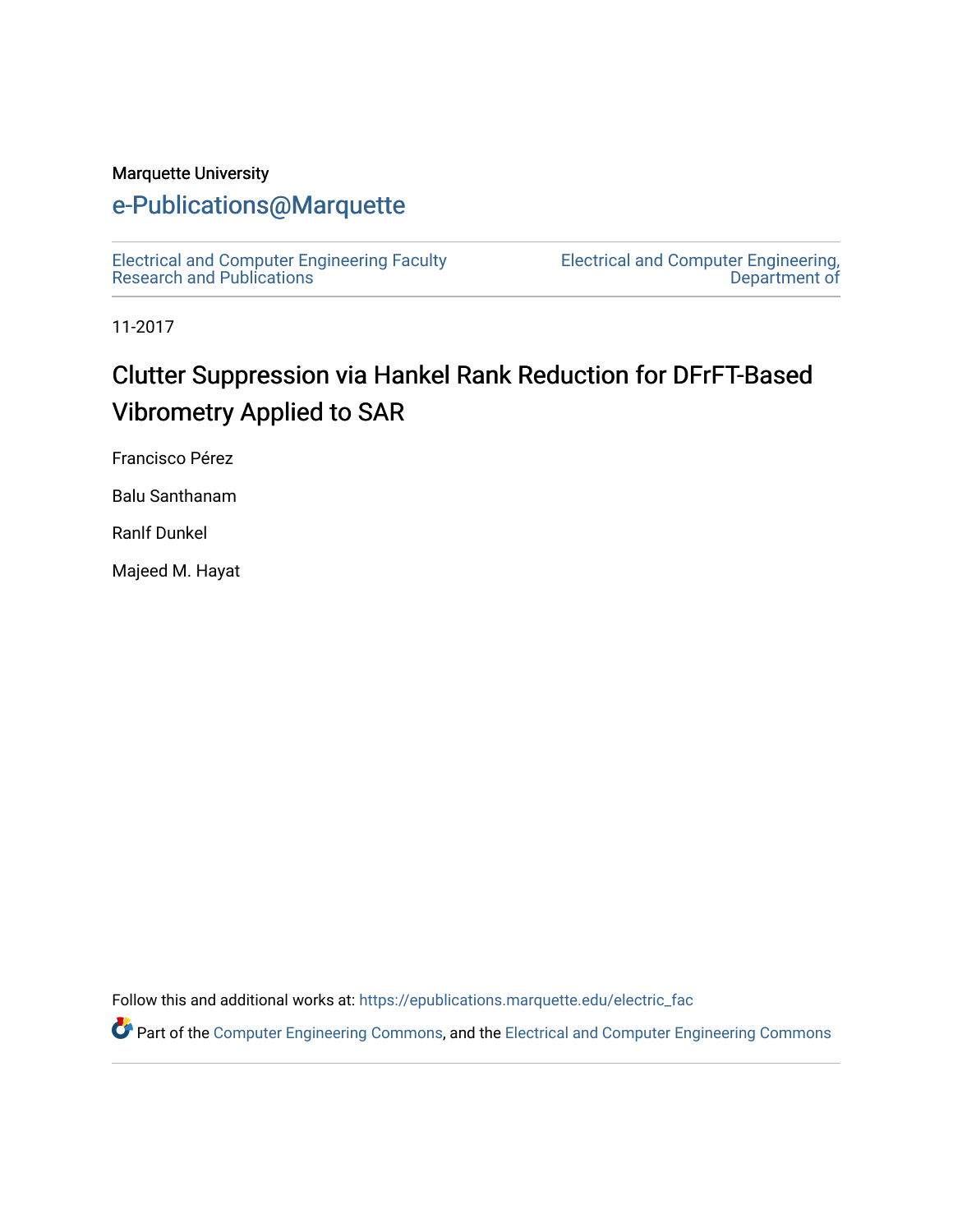Marquette University

# e-Publications@Marquette

Electrical and Computer Engineering Faculty Research and Publications

Electrical and Computer Engineering, Department of

11-2017

# Clutter Suppression via Hankel Rank Reduction for DFrFT-Based Vibrometry Applied to SAR

Francisco Pérez

Balu Santhanam

Ranlf Dunkel

Majeed M. Hayat

Follow this and additional works at: https://epublications.marquette.edu/electric_fac

Part of the Computer Engineering Commons, and the Electrical and Computer Engineering Commons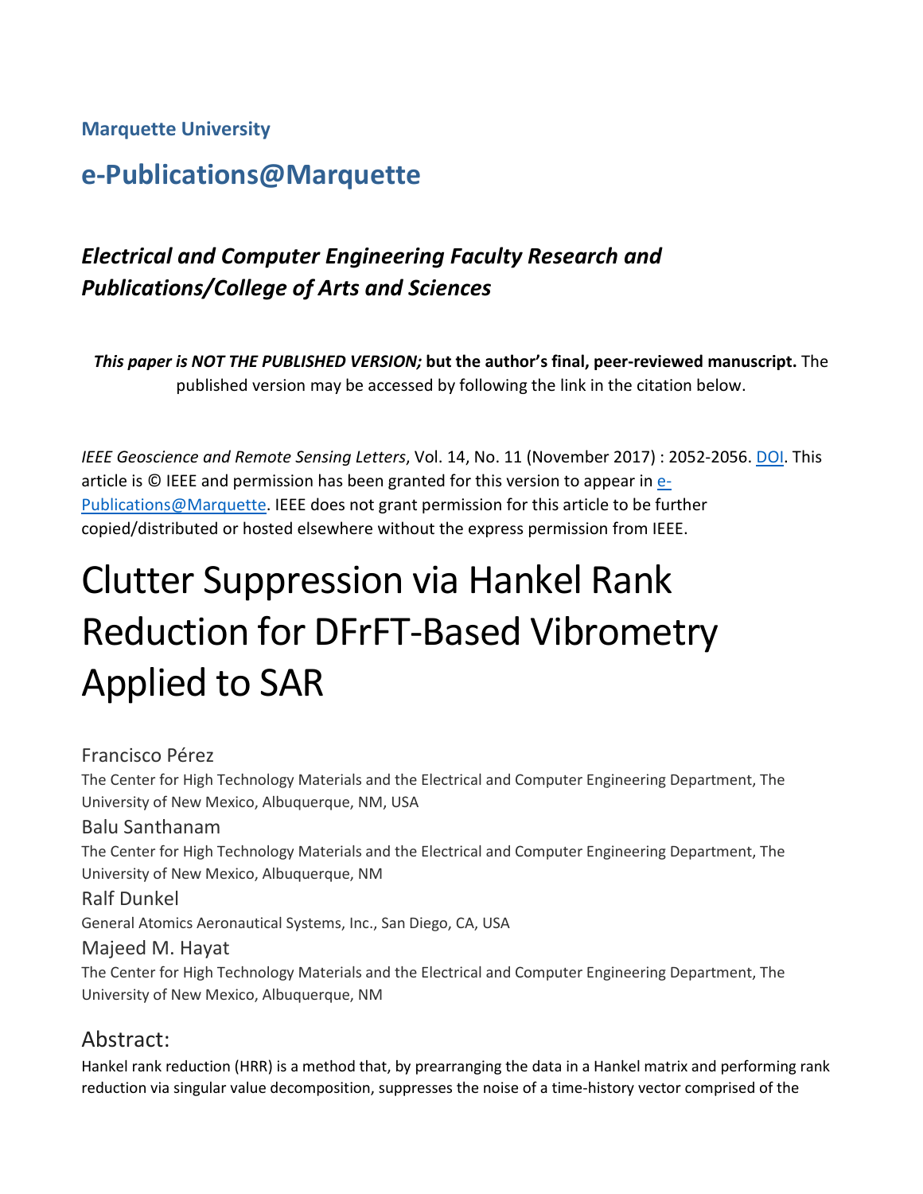**Marquette University**

## e-Publications@Marquette

### *Electrical and Computer Engineering Faculty Research and Publications/College of Arts and Sciences*

***This paper is NOT THE PUBLISHED VERSION;* but the author's final, peer-reviewed manuscript.** The published version may be accessed by following the link in the citation below.

*IEEE Geoscience and Remote Sensing Letters*, Vol. 14, No. 11 (November 2017) : 2052-2056. DOI. This article is © IEEE and permission has been granted for this version to appear in e-Publications@Marquette. IEEE does not grant permission for this article to be further copied/distributed or hosted elsewhere without the express permission from IEEE.

# Clutter Suppression via Hankel Rank Reduction for DFrFT-Based Vibrometry Applied to SAR

Francisco Pérez
The Center for High Technology Materials and the Electrical and Computer Engineering Department, The University of New Mexico, Albuquerque, NM, USA

Balu Santhanam
The Center for High Technology Materials and the Electrical and Computer Engineering Department, The University of New Mexico, Albuquerque, NM

Ralf Dunkel
General Atomics Aeronautical Systems, Inc., San Diego, CA, USA

Majeed M. Hayat
The Center for High Technology Materials and the Electrical and Computer Engineering Department, The University of New Mexico, Albuquerque, NM

## Abstract:

Hankel rank reduction (HRR) is a method that, by prearranging the data in a Hankel matrix and performing rank reduction via singular value decomposition, suppresses the noise of a time-history vector comprised of the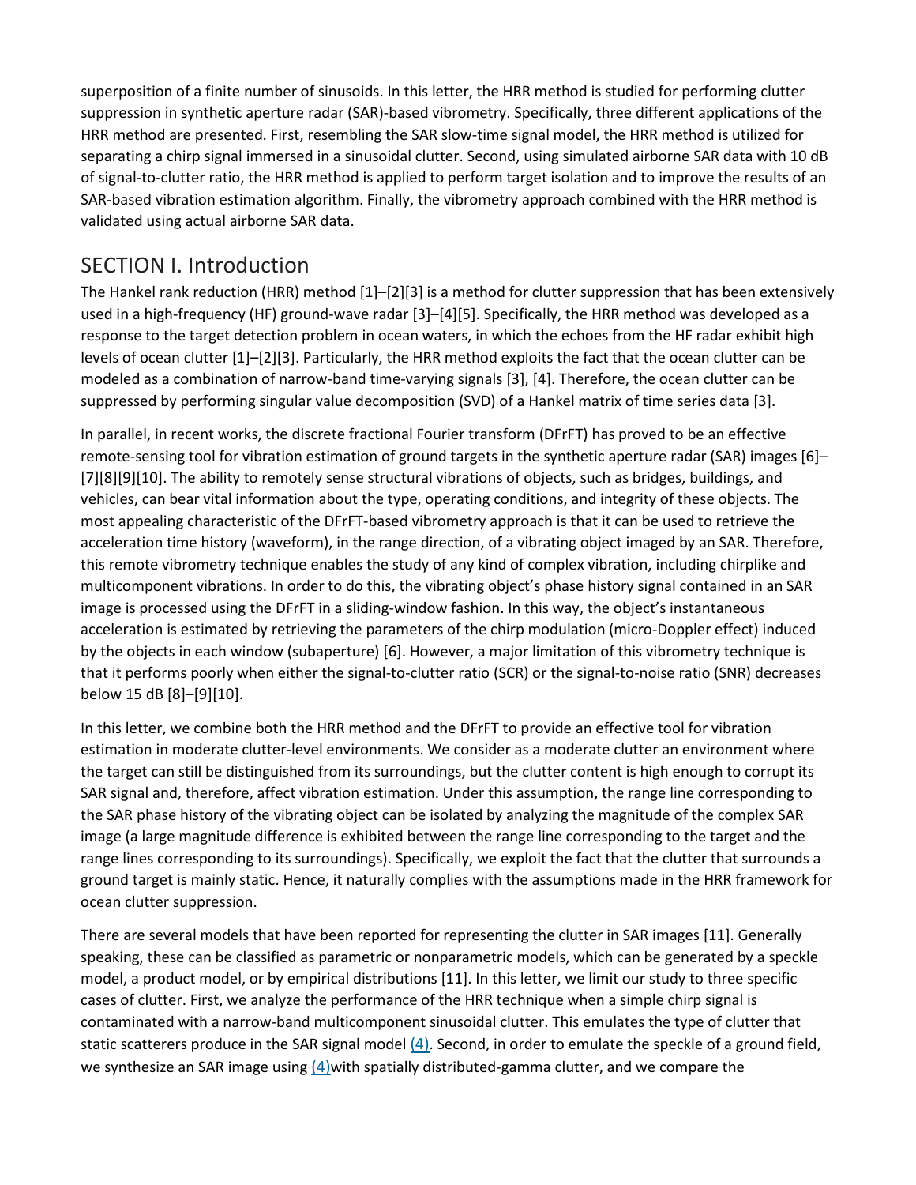superposition of a finite number of sinusoids. In this letter, the HRR method is studied for performing clutter suppression in synthetic aperture radar (SAR)-based vibrometry. Specifically, three different applications of the HRR method are presented. First, resembling the SAR slow-time signal model, the HRR method is utilized for separating a chirp signal immersed in a sinusoidal clutter. Second, using simulated airborne SAR data with 10 dB of signal-to-clutter ratio, the HRR method is applied to perform target isolation and to improve the results of an SAR-based vibration estimation algorithm. Finally, the vibrometry approach combined with the HRR method is validated using actual airborne SAR data.

## SECTION I. Introduction

The Hankel rank reduction (HRR) method [1]–[2][3] is a method for clutter suppression that has been extensively used in a high-frequency (HF) ground-wave radar [3]–[4][5]. Specifically, the HRR method was developed as a response to the target detection problem in ocean waters, in which the echoes from the HF radar exhibit high levels of ocean clutter [1]–[2][3]. Particularly, the HRR method exploits the fact that the ocean clutter can be modeled as a combination of narrow-band time-varying signals [3], [4]. Therefore, the ocean clutter can be suppressed by performing singular value decomposition (SVD) of a Hankel matrix of time series data [3].

In parallel, in recent works, the discrete fractional Fourier transform (DFrFT) has proved to be an effective remote-sensing tool for vibration estimation of ground targets in the synthetic aperture radar (SAR) images [6]–[7][8][9][10]. The ability to remotely sense structural vibrations of objects, such as bridges, buildings, and vehicles, can bear vital information about the type, operating conditions, and integrity of these objects. The most appealing characteristic of the DFrFT-based vibrometry approach is that it can be used to retrieve the acceleration time history (waveform), in the range direction, of a vibrating object imaged by an SAR. Therefore, this remote vibrometry technique enables the study of any kind of complex vibration, including chirplike and multicomponent vibrations. In order to do this, the vibrating object's phase history signal contained in an SAR image is processed using the DFrFT in a sliding-window fashion. In this way, the object's instantaneous acceleration is estimated by retrieving the parameters of the chirp modulation (micro-Doppler effect) induced by the objects in each window (subaperture) [6]. However, a major limitation of this vibrometry technique is that it performs poorly when either the signal-to-clutter ratio (SCR) or the signal-to-noise ratio (SNR) decreases below 15 dB [8]–[9][10].

In this letter, we combine both the HRR method and the DFrFT to provide an effective tool for vibration estimation in moderate clutter-level environments. We consider as a moderate clutter an environment where the target can still be distinguished from its surroundings, but the clutter content is high enough to corrupt its SAR signal and, therefore, affect vibration estimation. Under this assumption, the range line corresponding to the SAR phase history of the vibrating object can be isolated by analyzing the magnitude of the complex SAR image (a large magnitude difference is exhibited between the range line corresponding to the target and the range lines corresponding to its surroundings). Specifically, we exploit the fact that the clutter that surrounds a ground target is mainly static. Hence, it naturally complies with the assumptions made in the HRR framework for ocean clutter suppression.

There are several models that have been reported for representing the clutter in SAR images [11]. Generally speaking, these can be classified as parametric or nonparametric models, which can be generated by a speckle model, a product model, or by empirical distributions [11]. In this letter, we limit our study to three specific cases of clutter. First, we analyze the performance of the HRR technique when a simple chirp signal is contaminated with a narrow-band multicomponent sinusoidal clutter. This emulates the type of clutter that static scatterers produce in the SAR signal model (4). Second, in order to emulate the speckle of a ground field, we synthesize an SAR image using (4)with spatially distributed-gamma clutter, and we compare the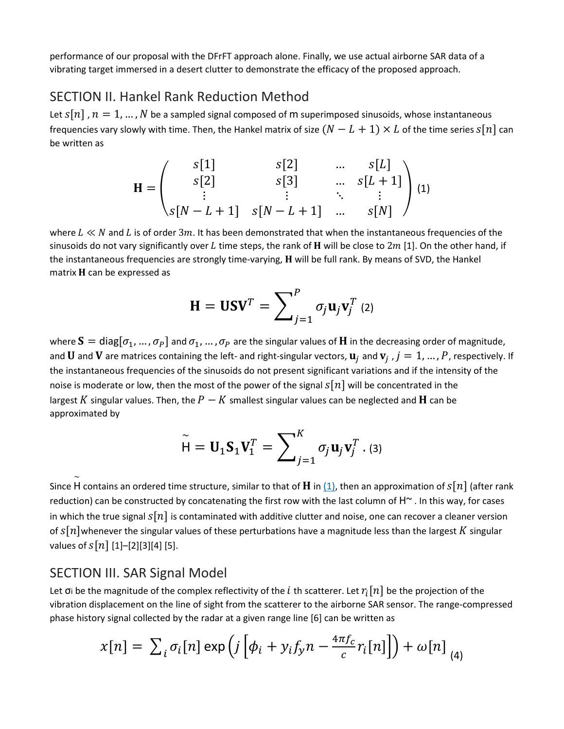performance of our proposal with the DFrFT approach alone. Finally, we use actual airborne SAR data of a vibrating target immersed in a desert clutter to demonstrate the efficacy of the proposed approach.

## SECTION II. Hankel Rank Reduction Method

Let $s[n]$ , $n = 1, \ldots, N$ be a sampled signal composed of m superimposed sinusoids, whose instantaneous frequencies vary slowly with time. Then, the Hankel matrix of size $(N - L + 1) \times L$ of the time series $s[n]$ can be written as

$$\mathbf{H} = \begin{pmatrix} s[1] & s[2] & \ldots & s[L] \\ s[2] & s[3] & \ldots & s[L+1] \\ \vdots & \vdots & \ddots & \vdots \\ s[N-L+1] & s[N-L+1] & \ldots & s[N] \end{pmatrix} \text{ (1)}$$

where $L \ll N$ and $L$ is of order $3m$. It has been demonstrated that when the instantaneous frequencies of the sinusoids do not vary significantly over $L$ time steps, the rank of $\mathbf{H}$ will be close to $2m$ [1]. On the other hand, if the instantaneous frequencies are strongly time-varying, $\mathbf{H}$ will be full rank. By means of SVD, the Hankel matrix $\mathbf{H}$ can be expressed as

$$\mathbf{H} = \mathbf{U}\mathbf{S}\mathbf{V}^T = \sum_{j=1}^{P} \sigma_j \mathbf{u}_j \mathbf{v}_j^T \text{ (2)}$$

where $\mathbf{S} = \text{diag}[\sigma_1, \ldots, \sigma_P]$ and $\sigma_1, \ldots, \sigma_P$ are the singular values of $\mathbf{H}$ in the decreasing order of magnitude, and $\mathbf{U}$ and $\mathbf{V}$ are matrices containing the left- and right-singular vectors, $\mathbf{u}_j$ and $\mathbf{v}_j$ , $j = 1, \ldots, P$, respectively. If the instantaneous frequencies of the sinusoids do not present significant variations and if the intensity of the noise is moderate or low, then the most of the power of the signal $s[n]$ will be concentrated in the largest $K$ singular values. Then, the $P - K$ smallest singular values can be neglected and $\mathbf{H}$ can be approximated by

$$\tilde{\mathrm{H}} = \mathbf{U}_1\mathbf{S}_1\mathbf{V}_1^T = \sum_{j=1}^{K} \sigma_j \mathbf{u}_j \mathbf{v}_j^T \text{ . (3)}$$

Since $\tilde{\mathrm{H}}$ contains an ordered time structure, similar to that of $\mathbf{H}$ in (1), then an approximation of $s[n]$ (after rank reduction) can be constructed by concatenating the first row with the last column of H~ . In this way, for cases in which the true signal $s[n]$ is contaminated with additive clutter and noise, one can recover a cleaner version of $s[n]$whenever the singular values of these perturbations have a magnitude less than the largest $K$ singular values of $s[n]$ [1]–[2][3][4] [5].

## SECTION III. SAR Signal Model

Let σi be the magnitude of the complex reflectivity of the $i$ th scatterer. Let $r_i[n]$ be the projection of the vibration displacement on the line of sight from the scatterer to the airborne SAR sensor. The range-compressed phase history signal collected by the radar at a given range line [6] can be written as

$$x[n] = \sum_i \sigma_i[n] \exp\left(j\left[\phi_i + y_i f_y n - \frac{4\pi f_c}{c} r_i[n]\right]\right) + \omega[n] \text{ (4)}$$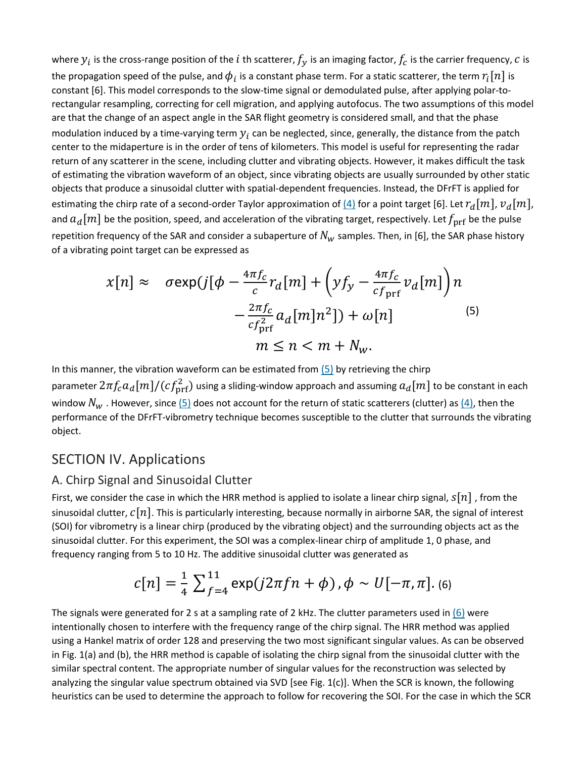where $y_i$ is the cross-range position of the $i$ th scatterer, $f_y$ is an imaging factor, $f_c$ is the carrier frequency, $c$ is the propagation speed of the pulse, and $\phi_i$ is a constant phase term. For a static scatterer, the term $r_i[n]$ is constant [6]. This model corresponds to the slow-time signal or demodulated pulse, after applying polar-to-rectangular resampling, correcting for cell migration, and applying autofocus. The two assumptions of this model are that the change of an aspect angle in the SAR flight geometry is considered small, and that the phase modulation induced by a time-varying term $y_i$ can be neglected, since, generally, the distance from the patch center to the midaperture is in the order of tens of kilometers. This model is useful for representing the radar return of any scatterer in the scene, including clutter and vibrating objects. However, it makes difficult the task of estimating the vibration waveform of an object, since vibrating objects are usually surrounded by other static objects that produce a sinusoidal clutter with spatial-dependent frequencies. Instead, the DFrFT is applied for estimating the chirp rate of a second-order Taylor approximation of (4) for a point target [6]. Let $r_d[m]$, $v_d[m]$, and $a_d[m]$ be the position, speed, and acceleration of the vibrating target, respectively. Let $f_{\text{prf}}$ be the pulse repetition frequency of the SAR and consider a subaperture of $N_w$ samples. Then, in [6], the SAR phase history of a vibrating point target can be expressed as

$$x[n] \approx \sigma \exp\left(j\left[\phi - \frac{4\pi f_c}{c} r_d[m] + \left(y f_y - \frac{4\pi f_c}{c f_{\text{prf}}} v_d[m]\right) n - \frac{2\pi f_c}{c f_{\text{prf}}^2} a_d[m] n^2\right]\right) + \omega[n] \quad m \leq n < m + N_w. \tag{5}$$

In this manner, the vibration waveform can be estimated from (5) by retrieving the chirp parameter $2\pi f_c a_d[m]/(c f_{\text{prf}}^2)$ using a sliding-window approach and assuming $a_d[m]$ to be constant in each window $N_w$ . However, since (5) does not account for the return of static scatterers (clutter) as (4), then the performance of the DFrFT-vibrometry technique becomes susceptible to the clutter that surrounds the vibrating object.

## SECTION IV. Applications

### A. Chirp Signal and Sinusoidal Clutter

First, we consider the case in which the HRR method is applied to isolate a linear chirp signal, $s[n]$ , from the sinusoidal clutter, $c[n]$. This is particularly interesting, because normally in airborne SAR, the signal of interest (SOI) for vibrometry is a linear chirp (produced by the vibrating object) and the surrounding objects act as the sinusoidal clutter. For this experiment, the SOI was a complex-linear chirp of amplitude 1, 0 phase, and frequency ranging from 5 to 10 Hz. The additive sinusoidal clutter was generated as

$$c[n] = \frac{1}{4} \sum_{f=4}^{11} \exp(j2\pi f n + \phi), \phi \sim U[-\pi, \pi]. \tag{6}$$

The signals were generated for 2 s at a sampling rate of 2 kHz. The clutter parameters used in (6) were intentionally chosen to interfere with the frequency range of the chirp signal. The HRR method was applied using a Hankel matrix of order 128 and preserving the two most significant singular values. As can be observed in Fig. 1(a) and (b), the HRR method is capable of isolating the chirp signal from the sinusoidal clutter with the similar spectral content. The appropriate number of singular values for the reconstruction was selected by analyzing the singular value spectrum obtained via SVD [see Fig. 1(c)]. When the SCR is known, the following heuristics can be used to determine the approach to follow for recovering the SOI. For the case in which the SCR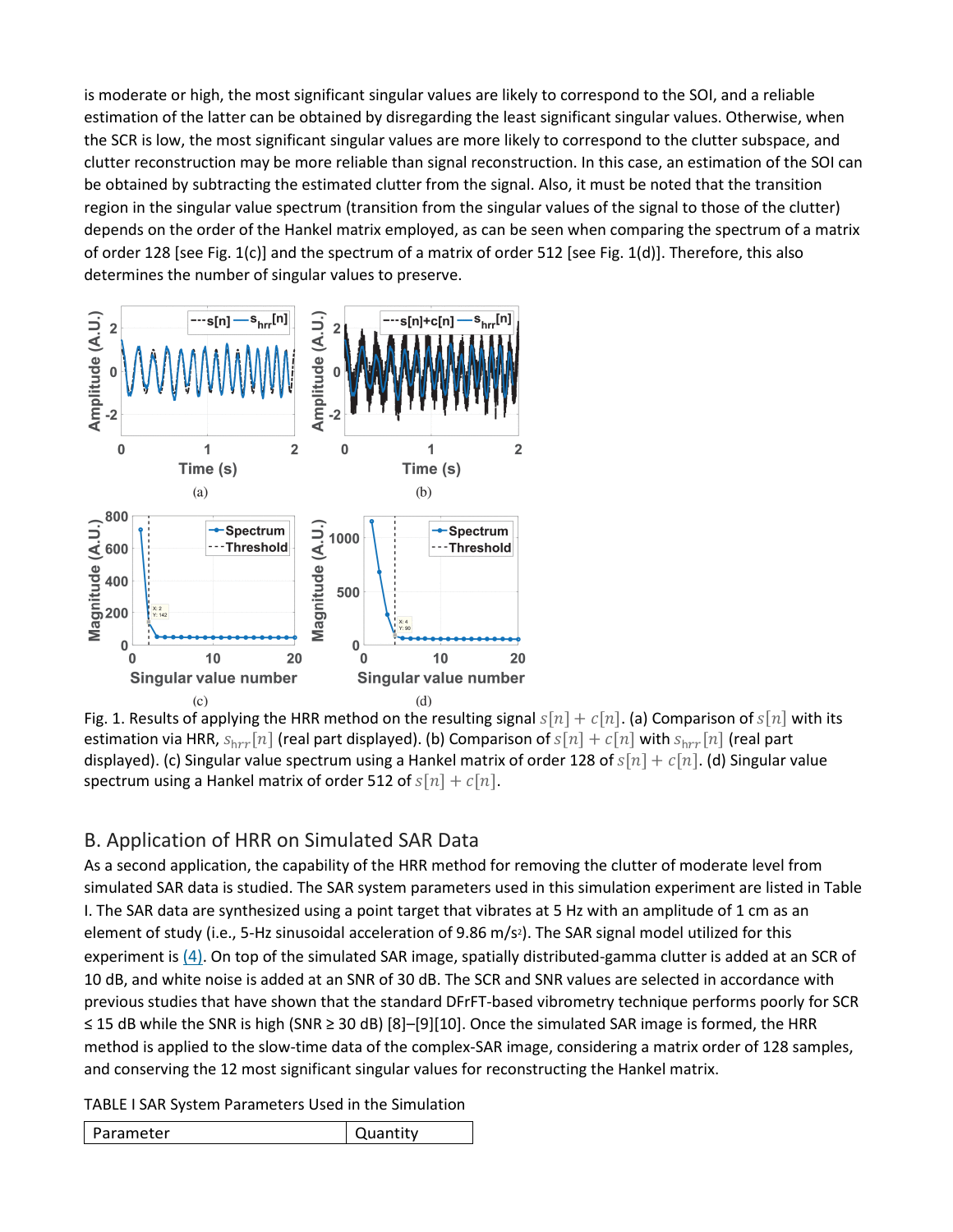is moderate or high, the most significant singular values are likely to correspond to the SOI, and a reliable estimation of the latter can be obtained by disregarding the least significant singular values. Otherwise, when the SCR is low, the most significant singular values are more likely to correspond to the clutter subspace, and clutter reconstruction may be more reliable than signal reconstruction. In this case, an estimation of the SOI can be obtained by subtracting the estimated clutter from the signal. Also, it must be noted that the transition region in the singular value spectrum (transition from the singular values of the signal to those of the clutter) depends on the order of the Hankel matrix employed, as can be seen when comparing the spectrum of a matrix of order 128 [see Fig. 1(c)] and the spectrum of a matrix of order 512 [see Fig. 1(d)]. Therefore, this also determines the number of singular values to preserve.

Fig. 1. Results of applying the HRR method on the resulting signal $s[n] + c[n]$. (a) Comparison of $s[n]$ with its estimation via HRR, $s_{hrr}[n]$ (real part displayed). (b) Comparison of $s[n] + c[n]$ with $s_{hrr}[n]$ (real part displayed). (c) Singular value spectrum using a Hankel matrix of order 128 of $s[n] + c[n]$. (d) Singular value spectrum using a Hankel matrix of order 512 of $s[n] + c[n]$.

## B. Application of HRR on Simulated SAR Data

As a second application, the capability of the HRR method for removing the clutter of moderate level from simulated SAR data is studied. The SAR system parameters used in this simulation experiment are listed in Table I. The SAR data are synthesized using a point target that vibrates at 5 Hz with an amplitude of 1 cm as an element of study (i.e., 5-Hz sinusoidal acceleration of 9.86 m/s$^2$). The SAR signal model utilized for this experiment is (4). On top of the simulated SAR image, spatially distributed-gamma clutter is added at an SCR of 10 dB, and white noise is added at an SNR of 30 dB. The SCR and SNR values are selected in accordance with previous studies that have shown that the standard DFrFT-based vibrometry technique performs poorly for SCR ≤ 15 dB while the SNR is high (SNR ≥ 30 dB) [8]–[9][10]. Once the simulated SAR image is formed, the HRR method is applied to the slow-time data of the complex-SAR image, considering a matrix order of 128 samples, and conserving the 12 most significant singular values for reconstructing the Hankel matrix.

TABLE I SAR System Parameters Used in the Simulation

| Parameter | Quantity |
|---|---|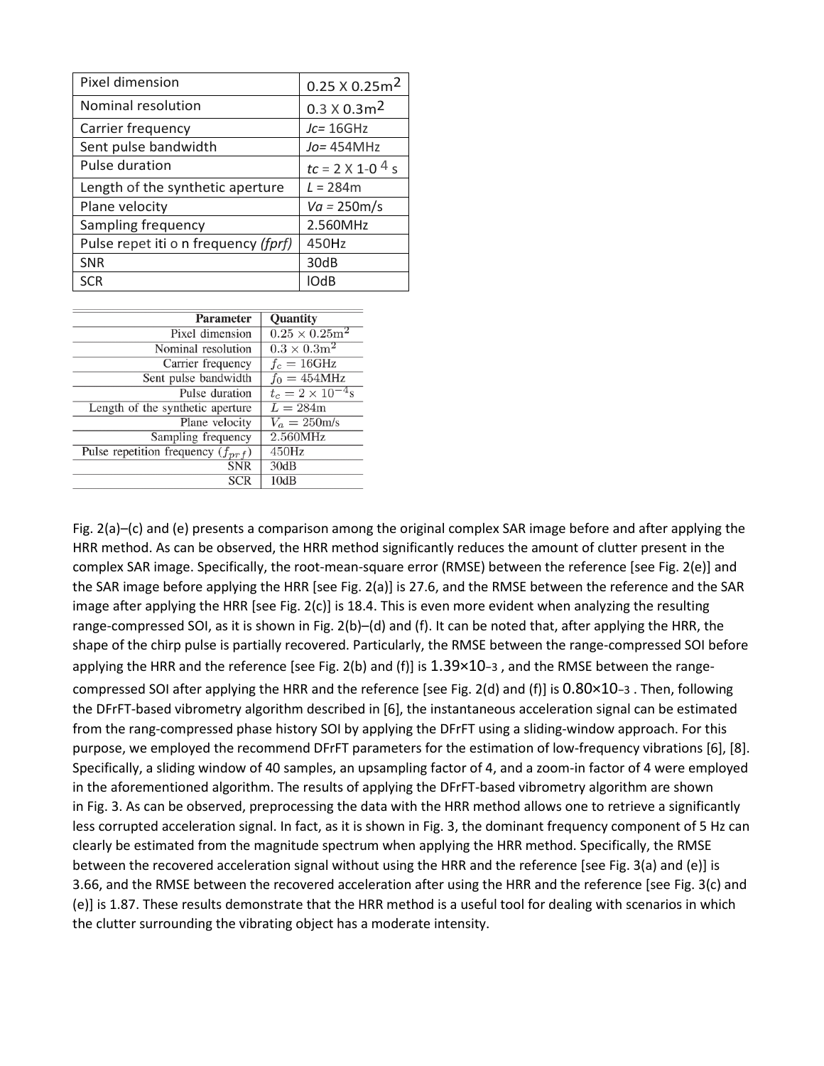| Pixel dimension | 0.25 X 0.25m2 |
|---|---|
| Nominal resolution | 0.3 X 0.3m2 |
| Carrier frequency | *Jc*= 16GHz |
| Sent pulse bandwidth | *Jo*= 454MHz |
| Pulse duration | *tc* = 2 X 1-0 4 s |
| Length of the synthetic aperture | *L* = 284m |
| Plane velocity | *Va* = 250m/s |
| Sampling frequency | 2.560MHz |
| Pulse repet iti o n frequency *(fprf)* | 450Hz |
| SNR | 30dB |
| SCR | lOdB |

| Parameter | Quantity |
|---|---|
| Pixel dimension | $0.25 \times 0.25\text{m}^2$ |
| Nominal resolution | $0.3 \times 0.3\text{m}^2$ |
| Carrier frequency | $f_c = 16\text{GHz}$ |
| Sent pulse bandwidth | $f_0 = 454\text{MHz}$ |
| Pulse duration | $t_c = 2 \times 10^{-4}\text{s}$ |
| Length of the synthetic aperture | $L = 284\text{m}$ |
| Plane velocity | $V_a = 250\text{m/s}$ |
| Sampling frequency | 2.560MHz |
| Pulse repetition frequency ($f_{prf}$) | 450Hz |
| SNR | 30dB |
| SCR | 10dB |

Fig. 2(a)–(c) and (e) presents a comparison among the original complex SAR image before and after applying the HRR method. As can be observed, the HRR method significantly reduces the amount of clutter present in the complex SAR image. Specifically, the root-mean-square error (RMSE) between the reference [see Fig. 2(e)] and the SAR image before applying the HRR [see Fig. 2(a)] is 27.6, and the RMSE between the reference and the SAR image after applying the HRR [see Fig. 2(c)] is 18.4. This is even more evident when analyzing the resulting range-compressed SOI, as it is shown in Fig. 2(b)–(d) and (f). It can be noted that, after applying the HRR, the shape of the chirp pulse is partially recovered. Particularly, the RMSE between the range-compressed SOI before applying the HRR and the reference [see Fig. 2(b) and (f)] is $1.39\times10^{-3}$ , and the RMSE between the range-compressed SOI after applying the HRR and the reference [see Fig. 2(d) and (f)] is $0.80\times10^{-3}$ . Then, following the DFrFT-based vibrometry algorithm described in [6], the instantaneous acceleration signal can be estimated from the rang-compressed phase history SOI by applying the DFrFT using a sliding-window approach. For this purpose, we employed the recommend DFrFT parameters for the estimation of low-frequency vibrations [6], [8]. Specifically, a sliding window of 40 samples, an upsampling factor of 4, and a zoom-in factor of 4 were employed in the aforementioned algorithm. The results of applying the DFrFT-based vibrometry algorithm are shown in Fig. 3. As can be observed, preprocessing the data with the HRR method allows one to retrieve a significantly less corrupted acceleration signal. In fact, as it is shown in Fig. 3, the dominant frequency component of 5 Hz can clearly be estimated from the magnitude spectrum when applying the HRR method. Specifically, the RMSE between the recovered acceleration signal without using the HRR and the reference [see Fig. 3(a) and (e)] is 3.66, and the RMSE between the recovered acceleration after using the HRR and the reference [see Fig. 3(c) and (e)] is 1.87. These results demonstrate that the HRR method is a useful tool for dealing with scenarios in which the clutter surrounding the vibrating object has a moderate intensity.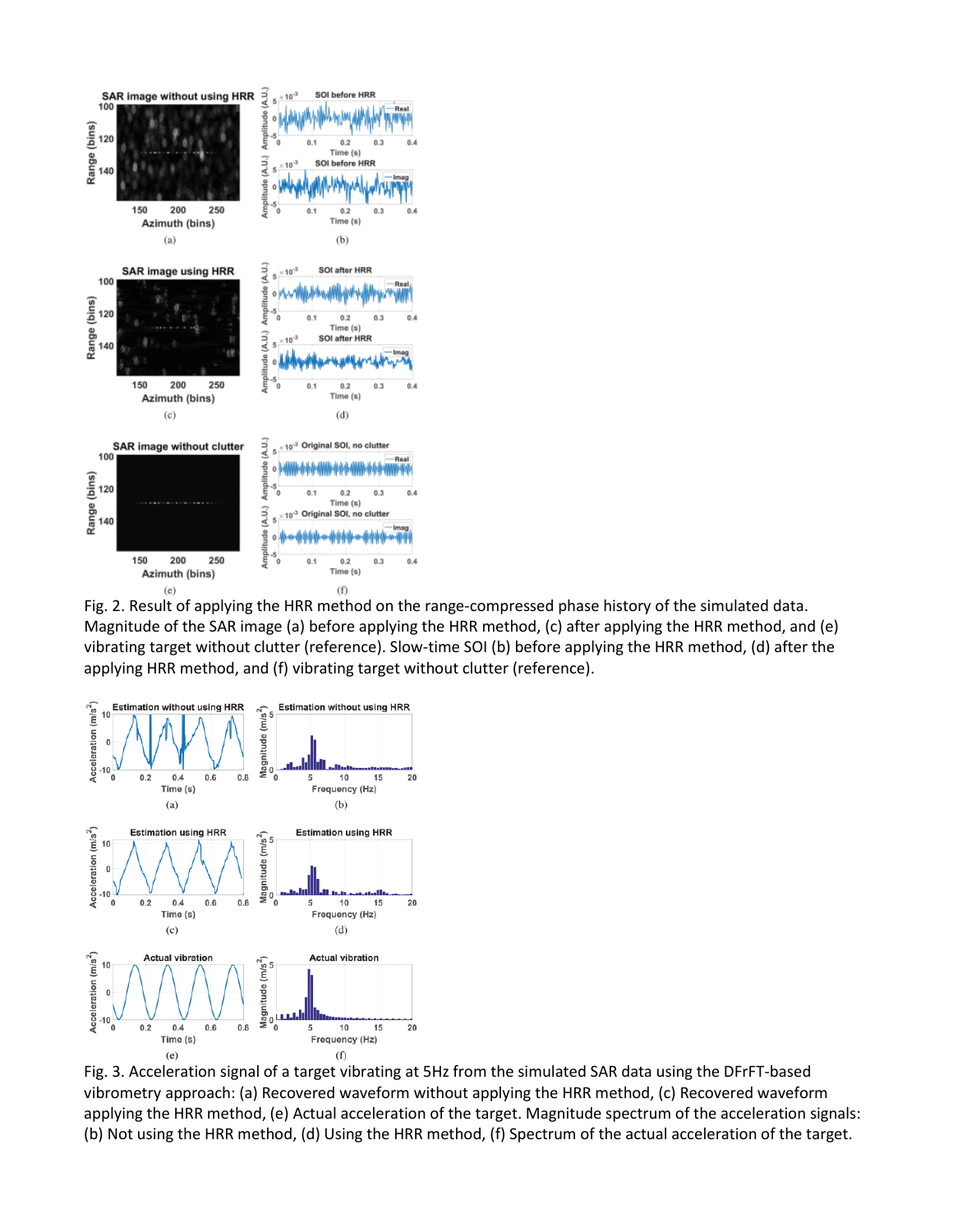Fig. 2. Result of applying the HRR method on the range-compressed phase history of the simulated data. Magnitude of the SAR image (a) before applying the HRR method, (c) after applying the HRR method, and (e) vibrating target without clutter (reference). Slow-time SOI (b) before applying the HRR method, (d) after the applying HRR method, and (f) vibrating target without clutter (reference).

Fig. 3. Acceleration signal of a target vibrating at 5Hz from the simulated SAR data using the DFrFT-based vibrometry approach: (a) Recovered waveform without applying the HRR method, (c) Recovered waveform applying the HRR method, (e) Actual acceleration of the target. Magnitude spectrum of the acceleration signals: (b) Not using the HRR method, (d) Using the HRR method, (f) Spectrum of the actual acceleration of the target.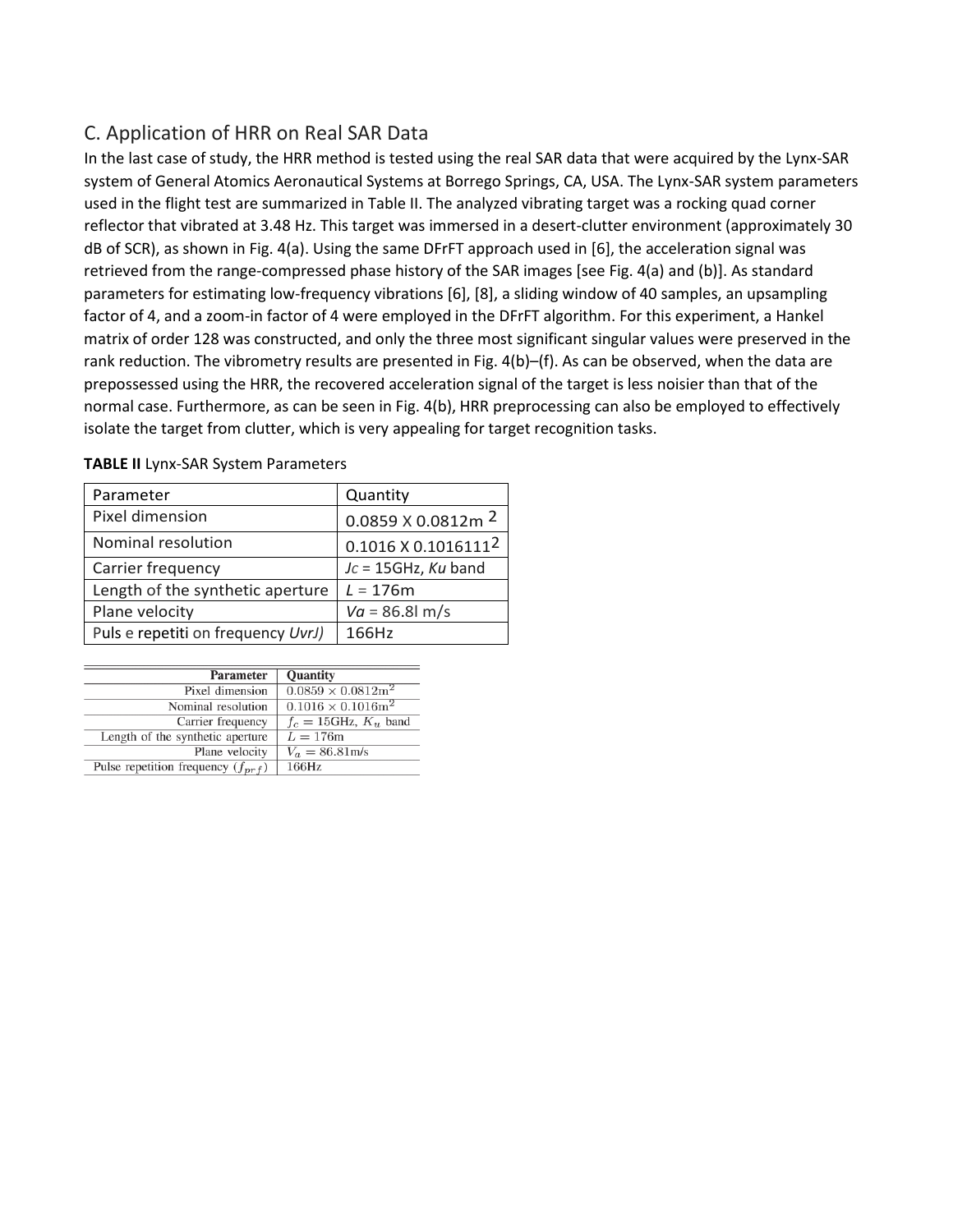## C. Application of HRR on Real SAR Data

In the last case of study, the HRR method is tested using the real SAR data that were acquired by the Lynx-SAR system of General Atomics Aeronautical Systems at Borrego Springs, CA, USA. The Lynx-SAR system parameters used in the flight test are summarized in Table II. The analyzed vibrating target was a rocking quad corner reflector that vibrated at 3.48 Hz. This target was immersed in a desert-clutter environment (approximately 30 dB of SCR), as shown in Fig. 4(a). Using the same DFrFT approach used in [6], the acceleration signal was retrieved from the range-compressed phase history of the SAR images [see Fig. 4(a) and (b)]. As standard parameters for estimating low-frequency vibrations [6], [8], a sliding window of 40 samples, an upsampling factor of 4, and a zoom-in factor of 4 were employed in the DFrFT algorithm. For this experiment, a Hankel matrix of order 128 was constructed, and only the three most significant singular values were preserved in the rank reduction. The vibrometry results are presented in Fig. 4(b)–(f). As can be observed, when the data are prepossessed using the HRR, the recovered acceleration signal of the target is less noisier than that of the normal case. Furthermore, as can be seen in Fig. 4(b), HRR preprocessing can also be employed to effectively isolate the target from clutter, which is very appealing for target recognition tasks.

**TABLE II** Lynx-SAR System Parameters

| Parameter | Quantity |
|---|---|
| Pixel dimension | $0.0859 \times 0.0812\text{m}^2$ |
| Nominal resolution | $0.1016 \times 0.1016\text{m}^2$ |
| Carrier frequency | $f_c = 15$GHz, $K_u$ band |
| Length of the synthetic aperture | $L = 176$m |
| Plane velocity | $V_a = 86.81$m/s |
| Pulse repetition frequency ($f_{prf}$) | 166Hz |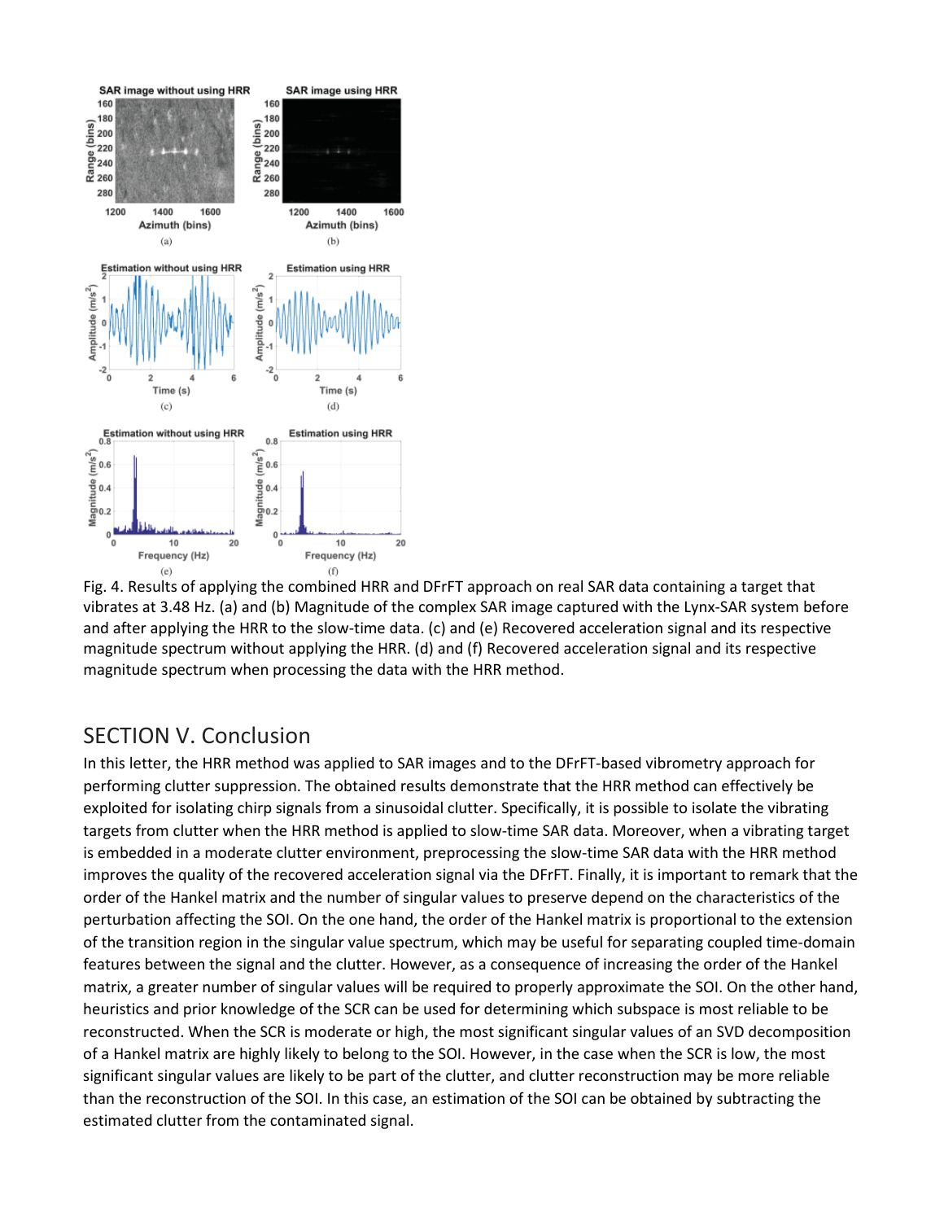SAR image without using HRR

160
180
200
220
240
260
280

Range (bins)

1200 1400 1600

Azimuth (bins)

(a)

SAR image using HRR

160
180
200
220
240
260
280

Range (bins)

1200 1400 1600

Azimuth (bins)

(b)

Estimation without using HRR

2
1
0
-1
-2

Amplitude (m/s$^2$)

0 2 4 6

Time (s)

(c)

Estimation using HRR

2
1
0
-1
-2

Amplitude (m/s$^2$)

0 2 4 6

Time (s)

(d)

Estimation without using HRR

0.8
0.6
0.4
0.2
0

Magnitude (m/s$^2$)

0 10 20

Frequency (Hz)

(e)

Estimation using HRR

0.8
0.6
0.4
0.2
0

Magnitude (m/s$^2$)

0 10 20

Frequency (Hz)

(f)

Fig. 4. Results of applying the combined HRR and DFrFT approach on real SAR data containing a target that vibrates at 3.48 Hz. (a) and (b) Magnitude of the complex SAR image captured with the Lynx-SAR system before and after applying the HRR to the slow-time data. (c) and (e) Recovered acceleration signal and its respective magnitude spectrum without applying the HRR. (d) and (f) Recovered acceleration signal and its respective magnitude spectrum when processing the data with the HRR method.

## SECTION V. Conclusion

In this letter, the HRR method was applied to SAR images and to the DFrFT-based vibrometry approach for performing clutter suppression. The obtained results demonstrate that the HRR method can effectively be exploited for isolating chirp signals from a sinusoidal clutter. Specifically, it is possible to isolate the vibrating targets from clutter when the HRR method is applied to slow-time SAR data. Moreover, when a vibrating target is embedded in a moderate clutter environment, preprocessing the slow-time SAR data with the HRR method improves the quality of the recovered acceleration signal via the DFrFT. Finally, it is important to remark that the order of the Hankel matrix and the number of singular values to preserve depend on the characteristics of the perturbation affecting the SOI. On the one hand, the order of the Hankel matrix is proportional to the extension of the transition region in the singular value spectrum, which may be useful for separating coupled time-domain features between the signal and the clutter. However, as a consequence of increasing the order of the Hankel matrix, a greater number of singular values will be required to properly approximate the SOI. On the other hand, heuristics and prior knowledge of the SCR can be used for determining which subspace is most reliable to be reconstructed. When the SCR is moderate or high, the most significant singular values of an SVD decomposition of a Hankel matrix are highly likely to belong to the SOI. However, in the case when the SCR is low, the most significant singular values are likely to be part of the clutter, and clutter reconstruction may be more reliable than the reconstruction of the SOI. In this case, an estimation of the SOI can be obtained by subtracting the estimated clutter from the contaminated signal.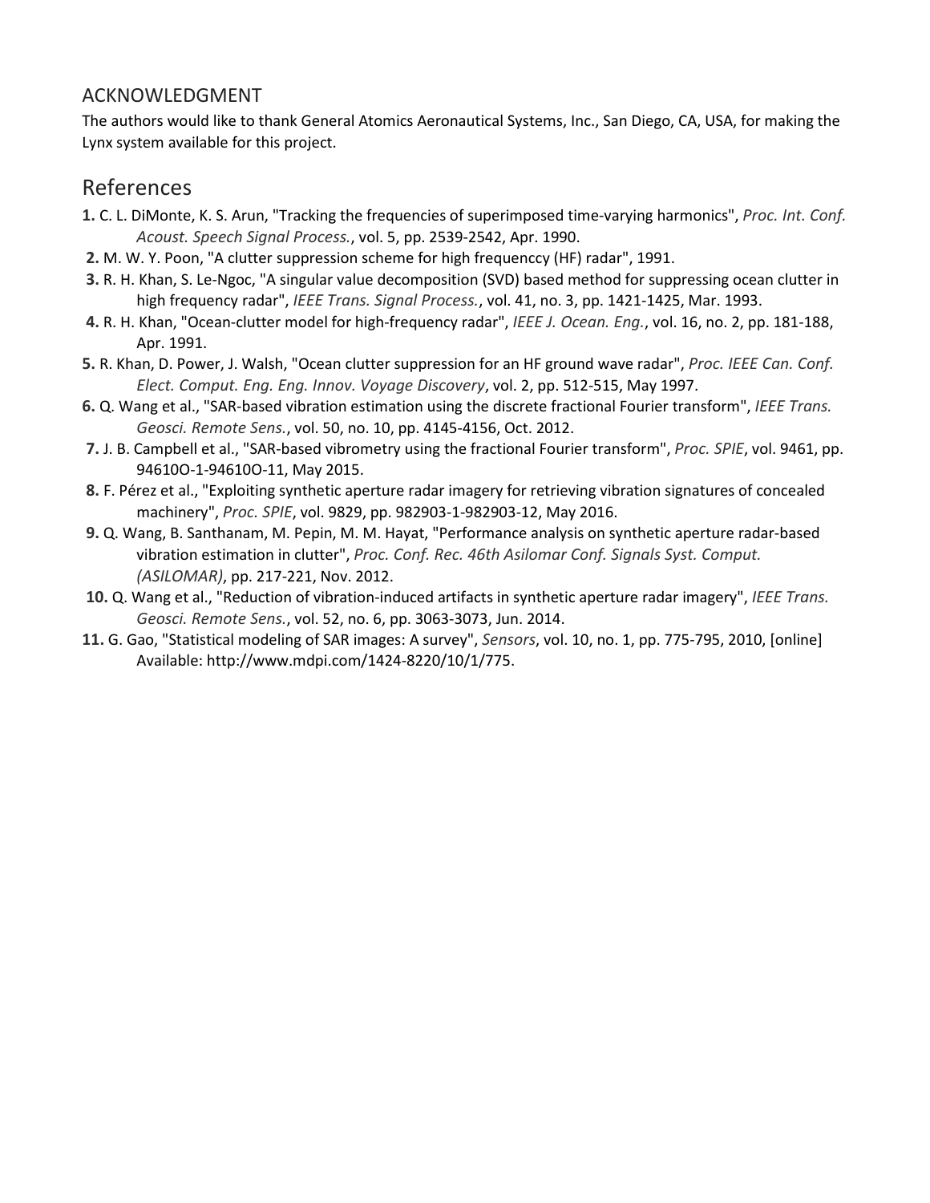## ACKNOWLEDGMENT

The authors would like to thank General Atomics Aeronautical Systems, Inc., San Diego, CA, USA, for making the Lynx system available for this project.

# References

1. C. L. DiMonte, K. S. Arun, "Tracking the frequencies of superimposed time-varying harmonics", *Proc. Int. Conf. Acoust. Speech Signal Process.*, vol. 5, pp. 2539-2542, Apr. 1990.
2. M. W. Y. Poon, "A clutter suppression scheme for high frequenccy (HF) radar", 1991.
3. R. H. Khan, S. Le-Ngoc, "A singular value decomposition (SVD) based method for suppressing ocean clutter in high frequency radar", *IEEE Trans. Signal Process.*, vol. 41, no. 3, pp. 1421-1425, Mar. 1993.
4. R. H. Khan, "Ocean-clutter model for high-frequency radar", *IEEE J. Ocean. Eng.*, vol. 16, no. 2, pp. 181-188, Apr. 1991.
5. R. Khan, D. Power, J. Walsh, "Ocean clutter suppression for an HF ground wave radar", *Proc. IEEE Can. Conf. Elect. Comput. Eng. Eng. Innov. Voyage Discovery*, vol. 2, pp. 512-515, May 1997.
6. Q. Wang et al., "SAR-based vibration estimation using the discrete fractional Fourier transform", *IEEE Trans. Geosci. Remote Sens.*, vol. 50, no. 10, pp. 4145-4156, Oct. 2012.
7. J. B. Campbell et al., "SAR-based vibrometry using the fractional Fourier transform", *Proc. SPIE*, vol. 9461, pp. 94610O-1-94610O-11, May 2015.
8. F. Pérez et al., "Exploiting synthetic aperture radar imagery for retrieving vibration signatures of concealed machinery", *Proc. SPIE*, vol. 9829, pp. 982903-1-982903-12, May 2016.
9. Q. Wang, B. Santhanam, M. Pepin, M. M. Hayat, "Performance analysis on synthetic aperture radar-based vibration estimation in clutter", *Proc. Conf. Rec. 46th Asilomar Conf. Signals Syst. Comput. (ASILOMAR)*, pp. 217-221, Nov. 2012.
10. Q. Wang et al., "Reduction of vibration-induced artifacts in synthetic aperture radar imagery", *IEEE Trans. Geosci. Remote Sens.*, vol. 52, no. 6, pp. 3063-3073, Jun. 2014.
11. G. Gao, "Statistical modeling of SAR images: A survey", *Sensors*, vol. 10, no. 1, pp. 775-795, 2010, [online] Available: http://www.mdpi.com/1424-8220/10/1/775.